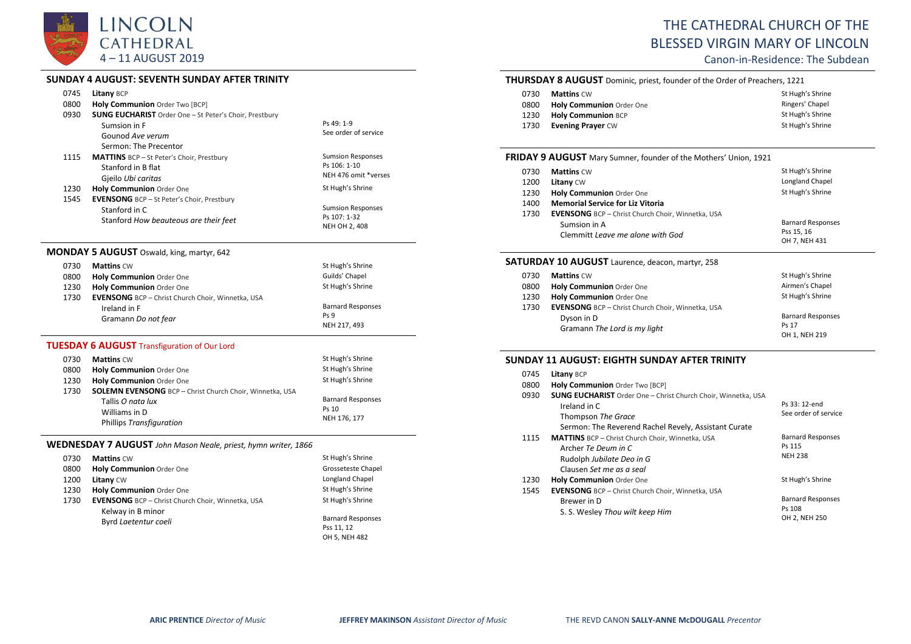# LINCOLN CATHEDRAL
## 4 – 11 AUGUST 2019

# THE CATHEDRAL CHURCH OF THE BLESSED VIRGIN MARY OF LINCOLN

Canon-in-Residence: The Subdean

### SUNDAY 4 AUGUST: SEVENTH SUNDAY AFTER TRINITY

| | | |
|---|---|---|
| 0745 | **Litany** BCP | |
| 0800 | **Holy Communion** Order Two [BCP] | |
| 0930 | **SUNG EUCHARIST** Order One – St Peter's Choir, Prestbury<br>Sumsion in F<br>Gounod *Ave verum*<br>Sermon: The Precentor | Ps 49: 1-9<br>See order of service |
| 1115 | **MATTINS** BCP – St Peter's Choir, Prestbury<br>Stanford in B flat<br>Gjeilo *Ubi caritas* | Sumsion Responses<br>Ps 106: 1-10<br>NEH 476 omit *verses |
| 1230 | **Holy Communion** Order One | St Hugh's Shrine |
| 1545 | **EVENSONG** BCP – St Peter's Choir, Prestbury<br>Stanford in C<br>Stanford *How beauteous are their feet* | Sumsion Responses<br>Ps 107: 1-32<br>NEH OH 2, 408 |

### MONDAY 5 AUGUST Oswald, king, martyr, 642

| | | |
|---|---|---|
| 0730 | **Mattins** CW | St Hugh's Shrine |
| 0800 | **Holy Communion** Order One | Guilds' Chapel |
| 1230 | **Holy Communion** Order One | St Hugh's Shrine |
| 1730 | **EVENSONG** BCP – Christ Church Choir, Winnetka, USA<br>Ireland in F<br>Gramann *Do not fear* | Barnard Responses<br>Ps 9<br>NEH 217, 493 |

### TUESDAY 6 AUGUST Transfiguration of Our Lord

| | | |
|---|---|---|
| 0730 | **Mattins** CW | St Hugh's Shrine |
| 0800 | **Holy Communion** Order One | St Hugh's Shrine |
| 1230 | **Holy Communion** Order One | St Hugh's Shrine |
| 1730 | **SOLEMN EVENSONG** BCP – Christ Church Choir, Winnetka, USA<br>Tallis *O nata lux*<br>Williams in D<br>Phillips *Transfiguration* | Barnard Responses<br>Ps 10<br>NEH 176, 177 |

### WEDNESDAY 7 AUGUST *John Mason Neale, priest, hymn writer, 1866*

| | | |
|---|---|---|
| 0730 | **Mattins** CW | St Hugh's Shrine |
| 0800 | **Holy Communion** Order One | Grosseteste Chapel |
| 1200 | **Litany** CW | Longland Chapel |
| 1230 | **Holy Communion** Order One | St Hugh's Shrine |
| 1730 | **EVENSONG** BCP – Christ Church Choir, Winnetka, USA<br>Kelway in B minor<br>Byrd *Laetentur coeli* | St Hugh's Shrine<br>Barnard Responses<br>Pss 11, 12<br>OH 5, NEH 482 |

### THURSDAY 8 AUGUST Dominic, priest, founder of the Order of Preachers, 1221

| | | |
|---|---|---|
| 0730 | **Mattins** CW | St Hugh's Shrine |
| 0800 | **Holy Communion** Order One | Ringers' Chapel |
| 1230 | **Holy Communion** BCP | St Hugh's Shrine |
| 1730 | **Evening Prayer** CW | St Hugh's Shrine |

### FRIDAY 9 AUGUST Mary Sumner, founder of the Mothers' Union, 1921

| | | |
|---|---|---|
| 0730 | **Mattins** CW | St Hugh's Shrine |
| 1200 | **Litany** CW | Longland Chapel |
| 1230 | **Holy Communion** Order One | St Hugh's Shrine |
| 1400 | **Memorial Service for Liz Vitoria** | |
| 1730 | **EVENSONG** BCP – Christ Church Choir, Winnetka, USA<br>Sumsion in A<br>Clemmitt *Leave me alone with God* | Barnard Responses<br>Pss 15, 16<br>OH 7, NEH 431 |

### SATURDAY 10 AUGUST Laurence, deacon, martyr, 258

| | | |
|---|---|---|
| 0730 | **Mattins** CW | St Hugh's Shrine |
| 0800 | **Holy Communion** Order One | Airmen's Chapel |
| 1230 | **Holy Communion** Order One | St Hugh's Shrine |
| 1730 | **EVENSONG** BCP – Christ Church Choir, Winnetka, USA<br>Dyson in D<br>Gramann *The Lord is my light* | Barnard Responses<br>Ps 17<br>OH 1, NEH 219 |

### SUNDAY 11 AUGUST: EIGHTH SUNDAY AFTER TRINITY

| | | |
|---|---|---|
| 0745 | **Litany** BCP | |
| 0800 | **Holy Communion** Order Two [BCP] | |
| 0930 | **SUNG EUCHARIST** Order One – Christ Church Choir, Winnetka, USA<br>Ireland in C<br>Thompson *The Grace*<br>Sermon: The Reverend Rachel Revely, Assistant Curate | Ps 33: 12-end<br>See order of service |
| 1115 | **MATTINS** BCP – Christ Church Choir, Winnetka, USA<br>Archer *Te Deum in C*<br>Rudolph *Jubilate Deo in G*<br>Clausen *Set me as a seal* | Barnard Responses<br>Ps 115<br>NEH 238 |
| 1230 | **Holy Communion** Order One | St Hugh's Shrine |
| 1545 | **EVENSONG** BCP – Christ Church Choir, Winnetka, USA<br>Brewer in D<br>S. S. Wesley *Thou wilt keep Him* | Barnard Responses<br>Ps 108<br>OH 2, NEH 250 |

**ARIC PRENTICE** *Director of Music* **JEFFREY MAKINSON** *Assistant Director of Music* THE REVD CANON **SALLY-ANNE McDOUGALL** *Precentor*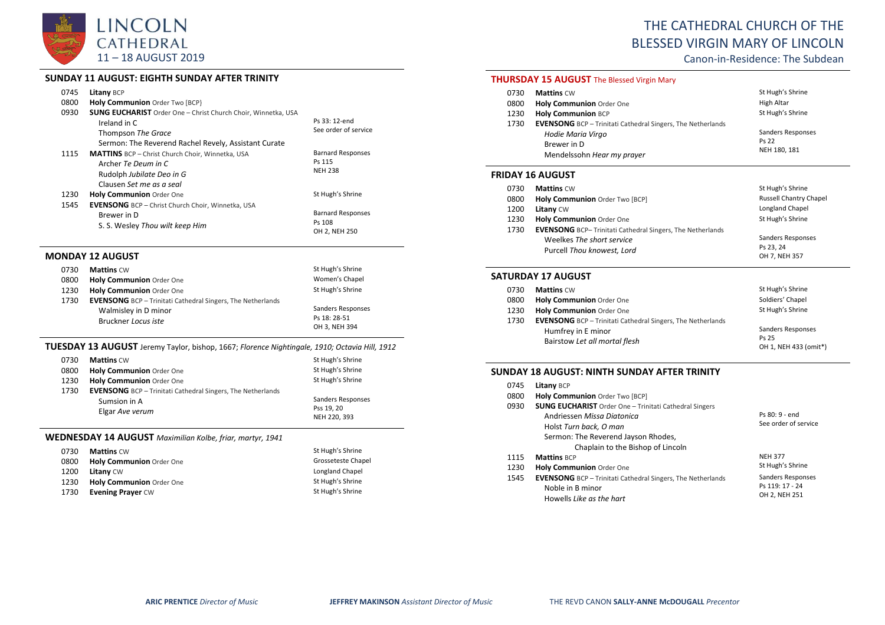# LINCOLN CATHEDRAL

11 – 18 AUGUST 2019

# THE CATHEDRAL CHURCH OF THE BLESSED VIRGIN MARY OF LINCOLN

Canon-in-Residence: The Subdean

## SUNDAY 11 AUGUST: EIGHTH SUNDAY AFTER TRINITY

0745 **Litany** BCP

0800 **Holy Communion** Order Two [BCP}

0930 **SUNG EUCHARIST** Order One – Christ Church Choir, Winnetka, USA
Ireland in C
Thompson *The Grace*
Sermon: The Reverend Rachel Revely, Assistant Curate
Ps 33: 12-end
See order of service

1115 **MATTINS** BCP – Christ Church Choir, Winnetka, USA
Archer *Te Deum in C*
Rudolph *Jubilate Deo in G*
Clausen *Set me as a seal*
Barnard Responses
Ps 115
NEH 238

1230 **Holy Communion** Order One — St Hugh's Shrine

1545 **EVENSONG** BCP – Christ Church Choir, Winnetka, USA
Brewer in D
S. S. Wesley *Thou wilt keep Him*
Barnard Responses
Ps 108
OH 2, NEH 250

## MONDAY 12 AUGUST

0730 **Mattins** CW — St Hugh's Shrine

0800 **Holy Communion** Order One — Women's Chapel

1230 **Holy Communion** Order One — St Hugh's Shrine

1730 **EVENSONG** BCP – Trinitati Cathedral Singers, The Netherlands
Walmisley in D minor
Bruckner *Locus iste*
Sanders Responses
Ps 18: 28-51
OH 3, NEH 394

## TUESDAY 13 AUGUST Jeremy Taylor, bishop, 1667; *Florence Nightingale, 1910; Octavia Hill, 1912*

0730 **Mattins** CW — St Hugh's Shrine

0800 **Holy Communion** Order One — St Hugh's Shrine

1230 **Holy Communion** Order One — St Hugh's Shrine

1730 **EVENSONG** BCP – Trinitati Cathedral Singers, The Netherlands
Sumsion in A
Elgar *Ave verum*
Sanders Responses
Pss 19, 20
NEH 220, 393

## WEDNESDAY 14 AUGUST *Maximilian Kolbe, friar, martyr, 1941*

0730 **Mattins** CW — St Hugh's Shrine

0800 **Holy Communion** Order One — Grosseteste Chapel

1200 **Litany** CW — Longland Chapel

1230 **Holy Communion** Order One — St Hugh's Shrine

1730 **Evening Prayer** CW — St Hugh's Shrine

## THURSDAY 15 AUGUST The Blessed Virgin Mary

0730 **Mattins** CW — St Hugh's Shrine

0800 **Holy Communion** Order One — High Altar

1230 **Holy Communion** BCP — St Hugh's Shrine

1730 **EVENSONG** BCP – Trinitati Cathedral Singers, The Netherlands
*Hodie Maria Virgo*
Brewer in D
Mendelssohn *Hear my prayer*
Sanders Responses
Ps 22
NEH 180, 181

## FRIDAY 16 AUGUST

0730 **Mattins** CW — St Hugh's Shrine

0800 **Holy Communion** Order Two [BCP] — Russell Chantry Chapel

1200 **Litany** CW — Longland Chapel

1230 **Holy Communion** Order One — St Hugh's Shrine

1730 **EVENSONG** BCP– Trinitati Cathedral Singers, The Netherlands
Weelkes *The short service*
Purcell *Thou knowest, Lord*
Sanders Responses
Ps 23, 24
OH 7, NEH 357

## SATURDAY 17 AUGUST

0730 **Mattins** CW — St Hugh's Shrine

0800 **Holy Communion** Order One — Soldiers' Chapel

1230 **Holy Communion** Order One — St Hugh's Shrine

1730 **EVENSONG** BCP – Trinitati Cathedral Singers, The Netherlands
Humfrey in E minor
Bairstow *Let all mortal flesh*
Sanders Responses
Ps 25
OH 1, NEH 433 (omit*)

## SUNDAY 18 AUGUST: NINTH SUNDAY AFTER TRINITY

0745 **Litany** BCP

0800 **Holy Communion** Order Two [BCP]

0930 **SUNG EUCHARIST** Order One – Trinitati Cathedral Singers
Andriessen *Missa Diatonica*
Holst *Turn back, O man*
Sermon: The Reverend Jayson Rhodes,
Chaplain to the Bishop of Lincoln
Ps 80: 9 - end
See order of service

1115 **Mattins** BCP — NEH 377

1230 **Holy Communion** Order One — St Hugh's Shrine

1545 **EVENSONG** BCP – Trinitati Cathedral Singers, The Netherlands
Noble in B minor
Howells *Like as the hart*
Sanders Responses
Ps 119: 17 - 24
OH 2, NEH 251

**ARIC PRENTICE** *Director of Music* JEFFREY MAKINSON *Assistant Director of Music* THE REVD CANON **SALLY-ANNE McDOUGALL** *Precentor*